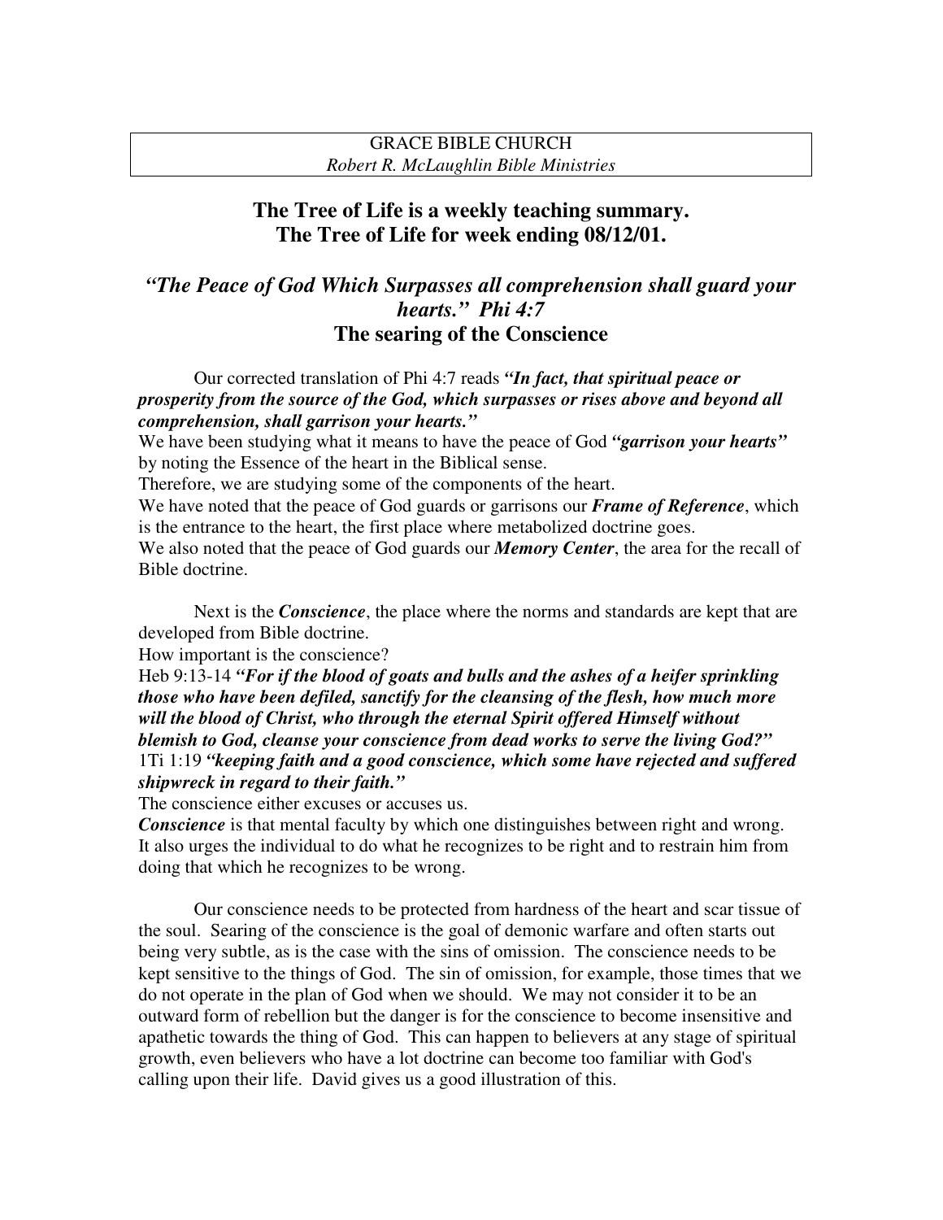GRACE BIBLE CHURCH
*Robert R. McLaughlin Bible Ministries*

## The Tree of Life is a weekly teaching summary.
## The Tree of Life for week ending 08/12/01.

## *"The Peace of God Which Surpasses all comprehension shall guard your hearts." Phi 4:7*
## The searing of the Conscience

Our corrected translation of Phi 4:7 reads ***"In fact, that spiritual peace or prosperity from the source of the God, which surpasses or rises above and beyond all comprehension, shall garrison your hearts."***

We have been studying what it means to have the peace of God ***"garrison your hearts"*** by noting the Essence of the heart in the Biblical sense.

Therefore, we are studying some of the components of the heart.

We have noted that the peace of God guards or garrisons our ***Frame of Reference***, which is the entrance to the heart, the first place where metabolized doctrine goes.

We also noted that the peace of God guards our ***Memory Center***, the area for the recall of Bible doctrine.

Next is the ***Conscience***, the place where the norms and standards are kept that are developed from Bible doctrine.

How important is the conscience?

Heb 9:13-14 ***"For if the blood of goats and bulls and the ashes of a heifer sprinkling those who have been defiled, sanctify for the cleansing of the flesh, how much more will the blood of Christ, who through the eternal Spirit offered Himself without blemish to God, cleanse your conscience from dead works to serve the living God?"***

1Ti 1:19 ***"keeping faith and a good conscience, which some have rejected and suffered shipwreck in regard to their faith."***

The conscience either excuses or accuses us.

***Conscience*** is that mental faculty by which one distinguishes between right and wrong. It also urges the individual to do what he recognizes to be right and to restrain him from doing that which he recognizes to be wrong.

Our conscience needs to be protected from hardness of the heart and scar tissue of the soul. Searing of the conscience is the goal of demonic warfare and often starts out being very subtle, as is the case with the sins of omission. The conscience needs to be kept sensitive to the things of God. The sin of omission, for example, those times that we do not operate in the plan of God when we should. We may not consider it to be an outward form of rebellion but the danger is for the conscience to become insensitive and apathetic towards the thing of God. This can happen to believers at any stage of spiritual growth, even believers who have a lot doctrine can become too familiar with God's calling upon their life. David gives us a good illustration of this.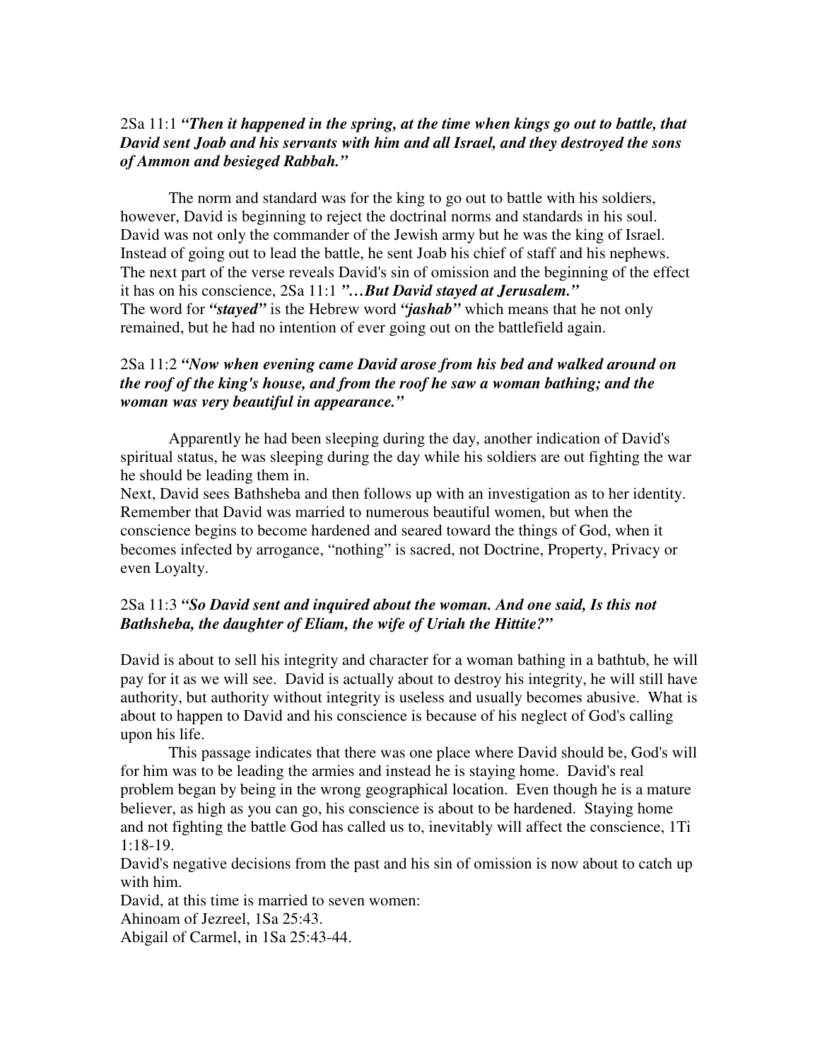2Sa 11:1 ***"Then it happened in the spring, at the time when kings go out to battle, that David sent Joab and his servants with him and all Israel, and they destroyed the sons of Ammon and besieged Rabbah."***

The norm and standard was for the king to go out to battle with his soldiers, however, David is beginning to reject the doctrinal norms and standards in his soul. David was not only the commander of the Jewish army but he was the king of Israel. Instead of going out to lead the battle, he sent Joab his chief of staff and his nephews. The next part of the verse reveals David's sin of omission and the beginning of the effect it has on his conscience, 2Sa 11:1 ***"…But David stayed at Jerusalem."***
The word for ***"stayed"*** is the Hebrew word ***"jashab"*** which means that he not only remained, but he had no intention of ever going out on the battlefield again.

2Sa 11:2 ***"Now when evening came David arose from his bed and walked around on the roof of the king's house, and from the roof he saw a woman bathing; and the woman was very beautiful in appearance."***

Apparently he had been sleeping during the day, another indication of David's spiritual status, he was sleeping during the day while his soldiers are out fighting the war he should be leading them in.
Next, David sees Bathsheba and then follows up with an investigation as to her identity. Remember that David was married to numerous beautiful women, but when the conscience begins to become hardened and seared toward the things of God, when it becomes infected by arrogance, "nothing" is sacred, not Doctrine, Property, Privacy or even Loyalty.

2Sa 11:3 ***"So David sent and inquired about the woman. And one said, Is this not Bathsheba, the daughter of Eliam, the wife of Uriah the Hittite?"***

David is about to sell his integrity and character for a woman bathing in a bathtub, he will pay for it as we will see. David is actually about to destroy his integrity, he will still have authority, but authority without integrity is useless and usually becomes abusive. What is about to happen to David and his conscience is because of his neglect of God's calling upon his life.

This passage indicates that there was one place where David should be, God's will for him was to be leading the armies and instead he is staying home. David's real problem began by being in the wrong geographical location. Even though he is a mature believer, as high as you can go, his conscience is about to be hardened. Staying home and not fighting the battle God has called us to, inevitably will affect the conscience, 1Ti 1:18-19.
David's negative decisions from the past and his sin of omission is now about to catch up with him.
David, at this time is married to seven women:
Ahinoam of Jezreel, 1Sa 25:43.
Abigail of Carmel, in 1Sa 25:43-44.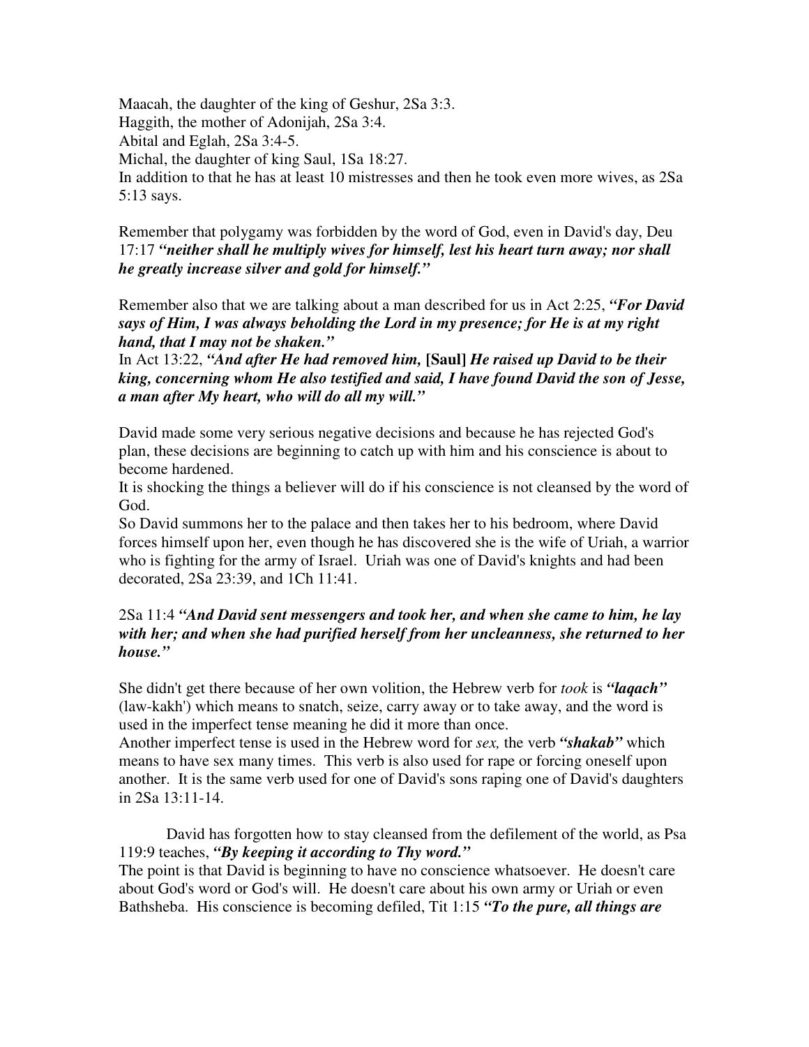Maacah, the daughter of the king of Geshur, 2Sa 3:3.
Haggith, the mother of Adonijah, 2Sa 3:4.
Abital and Eglah, 2Sa 3:4-5.
Michal, the daughter of king Saul, 1Sa 18:27.
In addition to that he has at least 10 mistresses and then he took even more wives, as 2Sa 5:13 says.

Remember that polygamy was forbidden by the word of God, even in David's day, Deu 17:17 ***"neither shall he multiply wives for himself, lest his heart turn away; nor shall he greatly increase silver and gold for himself."***

Remember also that we are talking about a man described for us in Act 2:25, ***"For David says of Him, I was always beholding the Lord in my presence; for He is at my right hand, that I may not be shaken."***
In Act 13:22, ***"And after He had removed him,* [Saul] *He raised up David to be their king, concerning whom He also testified and said, I have found David the son of Jesse, a man after My heart, who will do all my will."***

David made some very serious negative decisions and because he has rejected God's plan, these decisions are beginning to catch up with him and his conscience is about to become hardened.
It is shocking the things a believer will do if his conscience is not cleansed by the word of God.
So David summons her to the palace and then takes her to his bedroom, where David forces himself upon her, even though he has discovered she is the wife of Uriah, a warrior who is fighting for the army of Israel. Uriah was one of David's knights and had been decorated, 2Sa 23:39, and 1Ch 11:41.

2Sa 11:4 ***"And David sent messengers and took her, and when she came to him, he lay with her; and when she had purified herself from her uncleanness, she returned to her house."***

She didn't get there because of her own volition, the Hebrew verb for *took* is ***"laqach"*** (law-kakh') which means to snatch, seize, carry away or to take away, and the word is used in the imperfect tense meaning he did it more than once.
Another imperfect tense is used in the Hebrew word for *sex,* the verb ***"shakab"*** which means to have sex many times. This verb is also used for rape or forcing oneself upon another. It is the same verb used for one of David's sons raping one of David's daughters in 2Sa 13:11-14.

David has forgotten how to stay cleansed from the defilement of the world, as Psa 119:9 teaches, ***"By keeping it according to Thy word."***
The point is that David is beginning to have no conscience whatsoever. He doesn't care about God's word or God's will. He doesn't care about his own army or Uriah or even Bathsheba. His conscience is becoming defiled, Tit 1:15 ***"To the pure, all things are***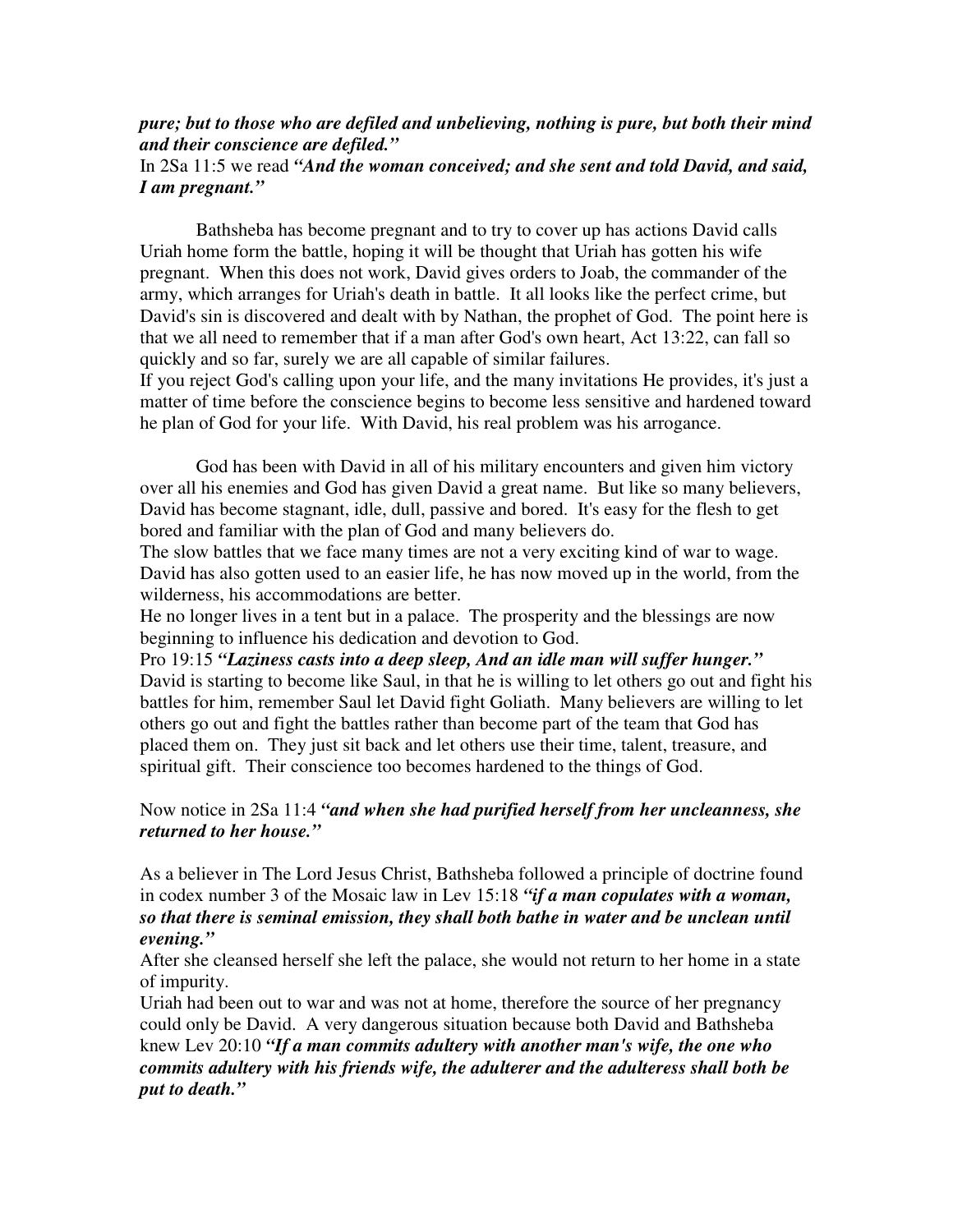***pure; but to those who are defiled and unbelieving, nothing is pure, but both their mind and their conscience are defiled."***

In 2Sa 11:5 we read ***"And the woman conceived; and she sent and told David, and said, I am pregnant."***

Bathsheba has become pregnant and to try to cover up has actions David calls Uriah home form the battle, hoping it will be thought that Uriah has gotten his wife pregnant. When this does not work, David gives orders to Joab, the commander of the army, which arranges for Uriah's death in battle. It all looks like the perfect crime, but David's sin is discovered and dealt with by Nathan, the prophet of God. The point here is that we all need to remember that if a man after God's own heart, Act 13:22, can fall so quickly and so far, surely we are all capable of similar failures.

If you reject God's calling upon your life, and the many invitations He provides, it's just a matter of time before the conscience begins to become less sensitive and hardened toward he plan of God for your life. With David, his real problem was his arrogance.

God has been with David in all of his military encounters and given him victory over all his enemies and God has given David a great name. But like so many believers, David has become stagnant, idle, dull, passive and bored. It's easy for the flesh to get bored and familiar with the plan of God and many believers do.

The slow battles that we face many times are not a very exciting kind of war to wage. David has also gotten used to an easier life, he has now moved up in the world, from the wilderness, his accommodations are better.

He no longer lives in a tent but in a palace. The prosperity and the blessings are now beginning to influence his dedication and devotion to God.

Pro 19:15 ***"Laziness casts into a deep sleep, And an idle man will suffer hunger."*** David is starting to become like Saul, in that he is willing to let others go out and fight his battles for him, remember Saul let David fight Goliath. Many believers are willing to let others go out and fight the battles rather than become part of the team that God has placed them on. They just sit back and let others use their time, talent, treasure, and spiritual gift. Their conscience too becomes hardened to the things of God.

Now notice in 2Sa 11:4 ***"and when she had purified herself from her uncleanness, she returned to her house."***

As a believer in The Lord Jesus Christ, Bathsheba followed a principle of doctrine found in codex number 3 of the Mosaic law in Lev 15:18 ***"if a man copulates with a woman, so that there is seminal emission, they shall both bathe in water and be unclean until evening."***

After she cleansed herself she left the palace, she would not return to her home in a state of impurity.

Uriah had been out to war and was not at home, therefore the source of her pregnancy could only be David. A very dangerous situation because both David and Bathsheba knew Lev 20:10 ***"If a man commits adultery with another man's wife, the one who commits adultery with his friends wife, the adulterer and the adulteress shall both be put to death."***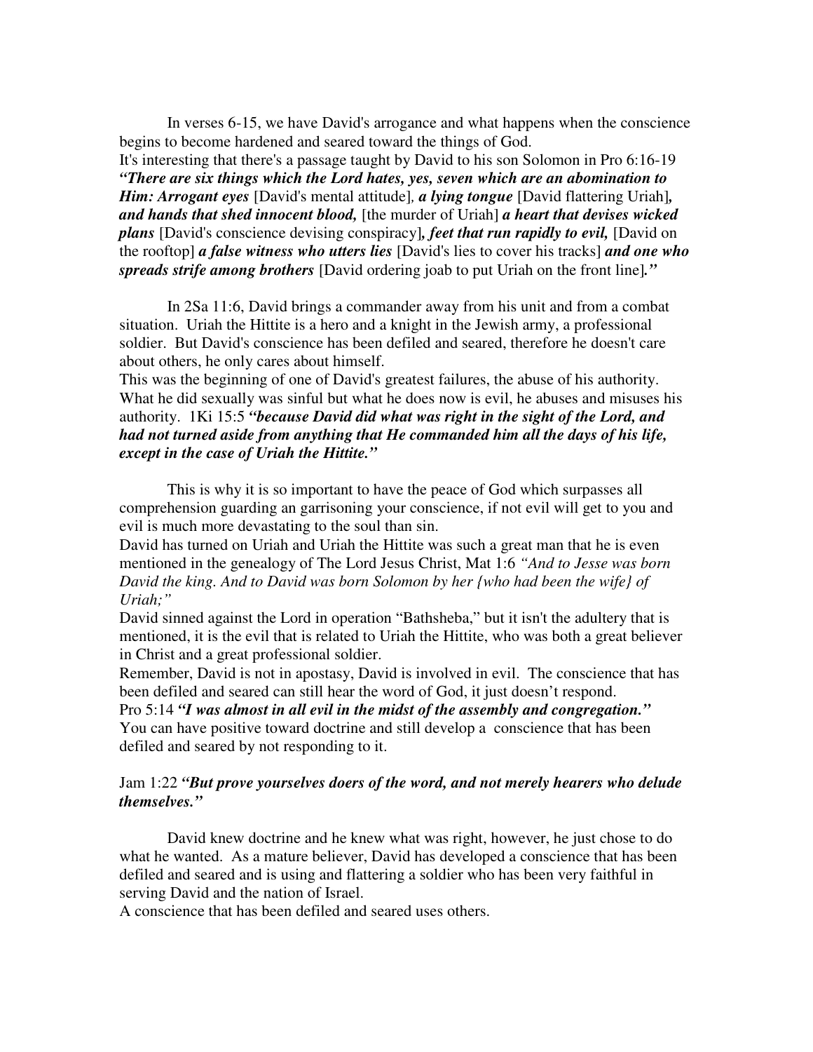In verses 6-15, we have David's arrogance and what happens when the conscience begins to become hardened and seared toward the things of God.

It's interesting that there's a passage taught by David to his son Solomon in Pro 6:16-19 ***"There are six things which the Lord hates, yes, seven which are an abomination to Him: Arrogant eyes*** [David's mental attitude]*,* ***a lying tongue*** [David flattering Uriah]***, and hands that shed innocent blood,*** [the murder of Uriah] ***a heart that devises wicked plans*** [David's conscience devising conspiracy]***, feet that run rapidly to evil,*** [David on the rooftop] ***a false witness who utters lies*** [David's lies to cover his tracks] ***and one who spreads strife among brothers*** [David ordering joab to put Uriah on the front line]***."***

In 2Sa 11:6, David brings a commander away from his unit and from a combat situation. Uriah the Hittite is a hero and a knight in the Jewish army, a professional soldier. But David's conscience has been defiled and seared, therefore he doesn't care about others, he only cares about himself.

This was the beginning of one of David's greatest failures, the abuse of his authority. What he did sexually was sinful but what he does now is evil, he abuses and misuses his authority. 1Ki 15:5 ***"because David did what was right in the sight of the Lord, and had not turned aside from anything that He commanded him all the days of his life, except in the case of Uriah the Hittite."***

This is why it is so important to have the peace of God which surpasses all comprehension guarding an garrisoning your conscience, if not evil will get to you and evil is much more devastating to the soul than sin.

David has turned on Uriah and Uriah the Hittite was such a great man that he is even mentioned in the genealogy of The Lord Jesus Christ, Mat 1:6 *"And to Jesse was born David the king. And to David was born Solomon by her {who had been the wife} of Uriah;"*

David sinned against the Lord in operation "Bathsheba," but it isn't the adultery that is mentioned, it is the evil that is related to Uriah the Hittite, who was both a great believer in Christ and a great professional soldier.

Remember, David is not in apostasy, David is involved in evil. The conscience that has been defiled and seared can still hear the word of God, it just doesn't respond.

Pro 5:14 ***"I was almost in all evil in the midst of the assembly and congregation."***

You can have positive toward doctrine and still develop a conscience that has been defiled and seared by not responding to it.

Jam 1:22 ***"But prove yourselves doers of the word, and not merely hearers who delude themselves."***

David knew doctrine and he knew what was right, however, he just chose to do what he wanted. As a mature believer, David has developed a conscience that has been defiled and seared and is using and flattering a soldier who has been very faithful in serving David and the nation of Israel.

A conscience that has been defiled and seared uses others.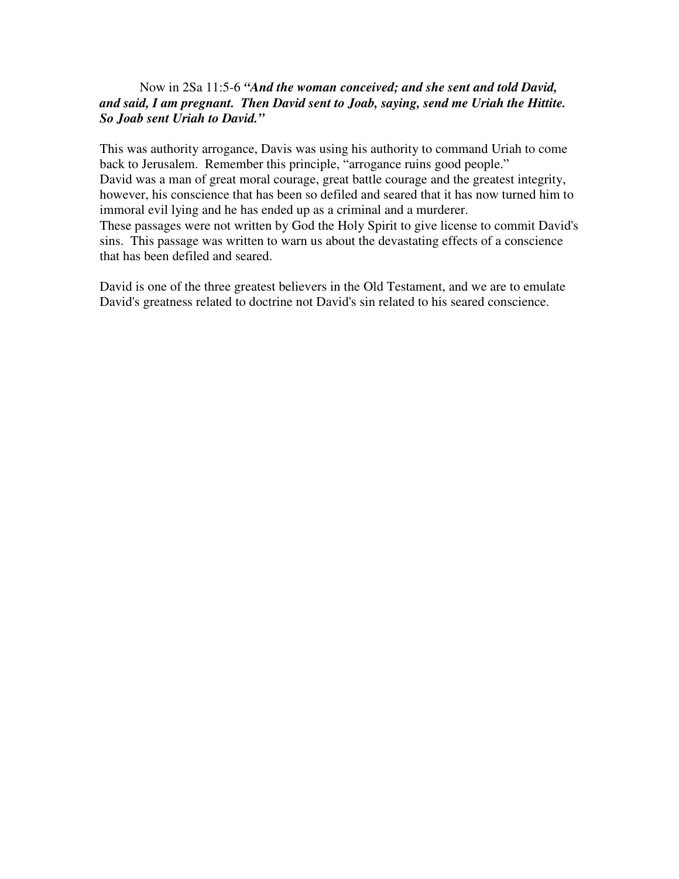Now in 2Sa 11:5-6 ***"And the woman conceived; and she sent and told David, and said, I am pregnant. Then David sent to Joab, saying, send me Uriah the Hittite. So Joab sent Uriah to David."***

This was authority arrogance, Davis was using his authority to command Uriah to come back to Jerusalem. Remember this principle, "arrogance ruins good people."
David was a man of great moral courage, great battle courage and the greatest integrity, however, his conscience that has been so defiled and seared that it has now turned him to immoral evil lying and he has ended up as a criminal and a murderer.
These passages were not written by God the Holy Spirit to give license to commit David's sins. This passage was written to warn us about the devastating effects of a conscience that has been defiled and seared.

David is one of the three greatest believers in the Old Testament, and we are to emulate David's greatness related to doctrine not David's sin related to his seared conscience.